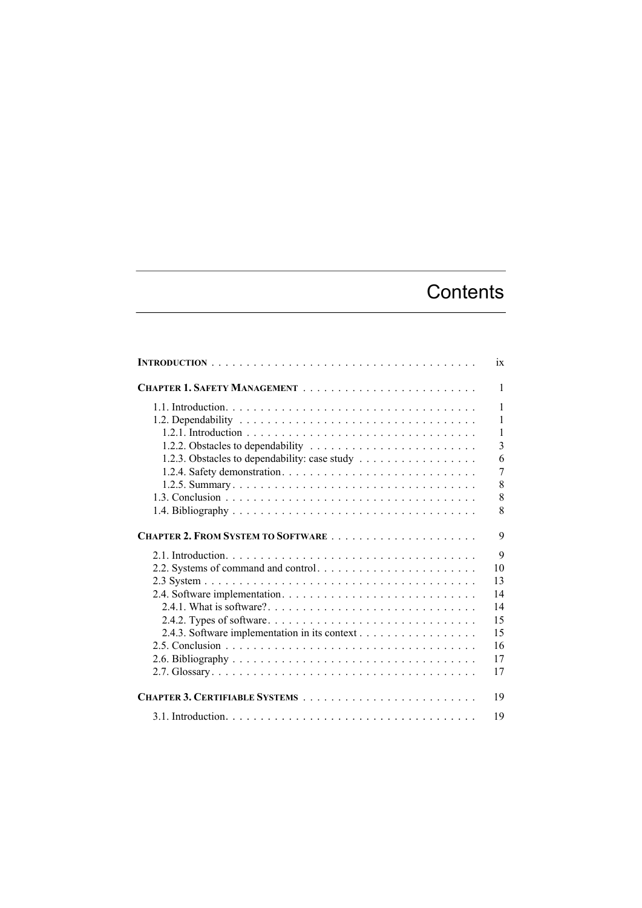# Contents

| | |
|---|---|
| **INTRODUCTION** | ix |
| **CHAPTER 1. SAFETY MANAGEMENT** | 1 |
| 1.1. Introduction | 1 |
| 1.2. Dependability | 1 |
| 1.2.1. Introduction | 1 |
| 1.2.2. Obstacles to dependability | 3 |
| 1.2.3. Obstacles to dependability: case study | 6 |
| 1.2.4. Safety demonstration | 7 |
| 1.2.5. Summary | 8 |
| 1.3. Conclusion | 8 |
| 1.4. Bibliography | 8 |
| **CHAPTER 2. FROM SYSTEM TO SOFTWARE** | 9 |
| 2.1. Introduction | 9 |
| 2.2. Systems of command and control | 10 |
| 2.3 System | 13 |
| 2.4. Software implementation | 14 |
| 2.4.1. What is software? | 14 |
| 2.4.2. Types of software | 15 |
| 2.4.3. Software implementation in its context | 15 |
| 2.5. Conclusion | 16 |
| 2.6. Bibliography | 17 |
| 2.7. Glossary | 17 |
| **CHAPTER 3. CERTIFIABLE SYSTEMS** | 19 |
| 3.1. Introduction | 19 |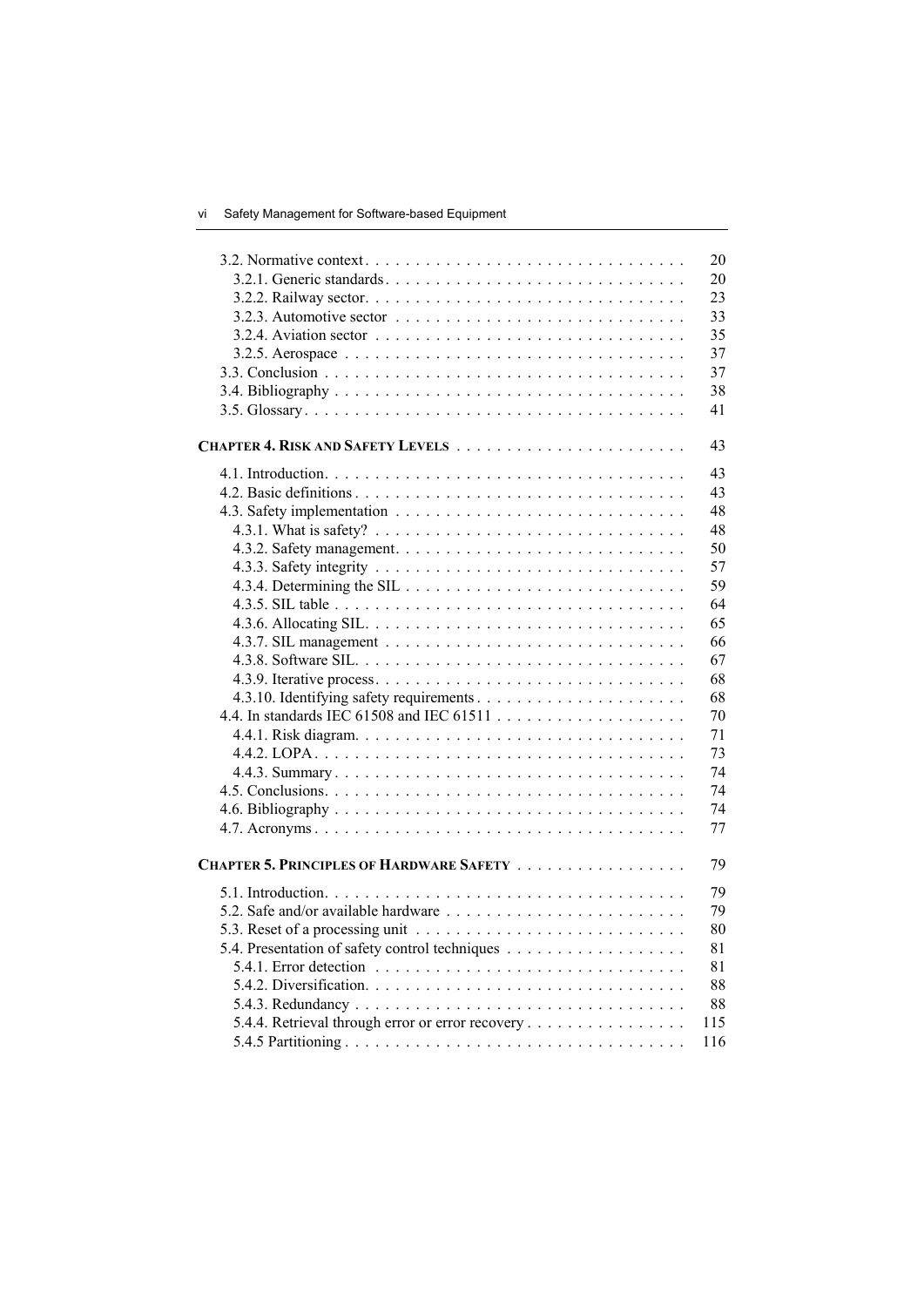3.2. Normative context . . . . . . . . . . 20
3.2.1. Generic standards . . . . . . . . . . 20
3.2.2. Railway sector . . . . . . . . . . 23
3.2.3. Automotive sector . . . . . . . . . . 33
3.2.4. Aviation sector . . . . . . . . . . 35
3.2.5. Aerospace . . . . . . . . . . 37
3.3. Conclusion . . . . . . . . . . 37
3.4. Bibliography . . . . . . . . . . 38
3.5. Glossary . . . . . . . . . . 41

**CHAPTER 4. RISK AND SAFETY LEVELS** . . . . . . . . . . 43

4.1. Introduction . . . . . . . . . . 43
4.2. Basic definitions . . . . . . . . . . 43
4.3. Safety implementation . . . . . . . . . . 48
4.3.1. What is safety? . . . . . . . . . . 48
4.3.2. Safety management . . . . . . . . . . 50
4.3.3. Safety integrity . . . . . . . . . . 57
4.3.4. Determining the SIL . . . . . . . . . . 59
4.3.5. SIL table . . . . . . . . . . 64
4.3.6. Allocating SIL . . . . . . . . . . 65
4.3.7. SIL management . . . . . . . . . . 66
4.3.8. Software SIL . . . . . . . . . . 67
4.3.9. Iterative process . . . . . . . . . . 68
4.3.10. Identifying safety requirements . . . . . . . . . . 68
4.4. In standards IEC 61508 and IEC 61511 . . . . . . . . . . 70
4.4.1. Risk diagram . . . . . . . . . . 71
4.4.2. LOPA . . . . . . . . . . 73
4.4.3. Summary . . . . . . . . . . 74
4.5. Conclusions . . . . . . . . . . 74
4.6. Bibliography . . . . . . . . . . 74
4.7. Acronyms . . . . . . . . . . 77

**CHAPTER 5. PRINCIPLES OF HARDWARE SAFETY** . . . . . . . . . . 79

5.1. Introduction . . . . . . . . . . 79
5.2. Safe and/or available hardware . . . . . . . . . . 79
5.3. Reset of a processing unit . . . . . . . . . . 80
5.4. Presentation of safety control techniques . . . . . . . . . . 81
5.4.1. Error detection . . . . . . . . . . 81
5.4.2. Diversification . . . . . . . . . . 88
5.4.3. Redundancy . . . . . . . . . . 88
5.4.4. Retrieval through error or error recovery . . . . . . . . . . 115
5.4.5 Partitioning . . . . . . . . . . 116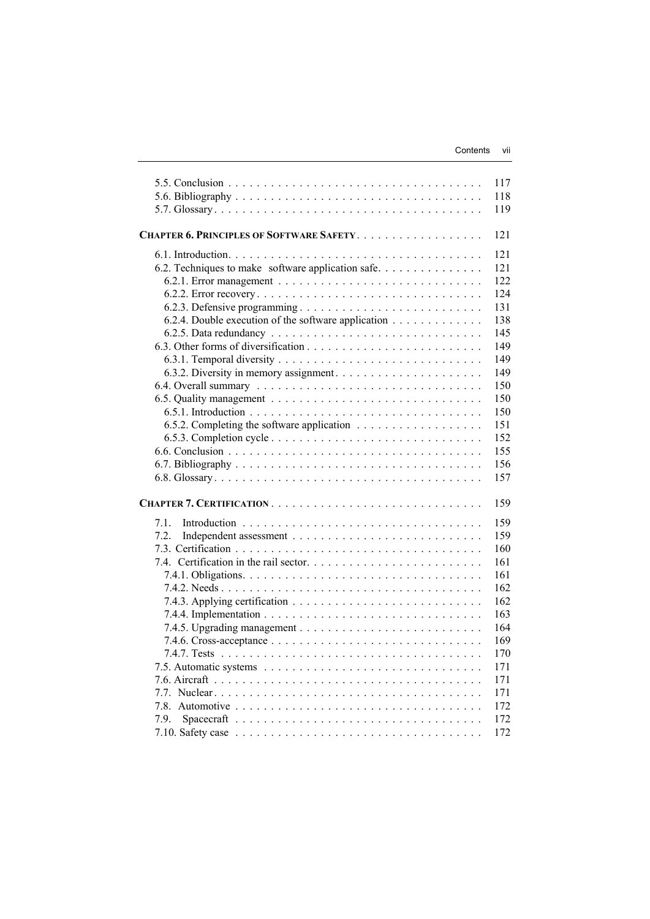5.5. Conclusion . . . . . . . . . . . . . . . . . . . . . . . . . . . . . . . . . . . 117
5.6. Bibliography . . . . . . . . . . . . . . . . . . . . . . . . . . . . . . . . . . 118
5.7. Glossary . . . . . . . . . . . . . . . . . . . . . . . . . . . . . . . . . . . . 119

**CHAPTER 6. PRINCIPLES OF SOFTWARE SAFETY** . . . . . . . . . . . . . . . . . 121

6.1. Introduction . . . . . . . . . . . . . . . . . . . . . . . . . . . . . . . . . . 121
6.2. Techniques to make software application safe . . . . . . . . . . . . . . 121
6.2.1. Error management . . . . . . . . . . . . . . . . . . . . . . . . . . . 122
6.2.2. Error recovery . . . . . . . . . . . . . . . . . . . . . . . . . . . . . . 124
6.2.3. Defensive programming . . . . . . . . . . . . . . . . . . . . . . . . 131
6.2.4. Double execution of the software application . . . . . . . . . . . . 138
6.2.5. Data redundancy . . . . . . . . . . . . . . . . . . . . . . . . . . . . 145
6.3. Other forms of diversification . . . . . . . . . . . . . . . . . . . . . . . 149
6.3.1. Temporal diversity . . . . . . . . . . . . . . . . . . . . . . . . . . . 149
6.3.2. Diversity in memory assignment . . . . . . . . . . . . . . . . . . . 149
6.4. Overall summary . . . . . . . . . . . . . . . . . . . . . . . . . . . . . . 150
6.5. Quality management . . . . . . . . . . . . . . . . . . . . . . . . . . . . 150
6.5.1. Introduction . . . . . . . . . . . . . . . . . . . . . . . . . . . . . . . 150
6.5.2. Completing the software application . . . . . . . . . . . . . . . . . 151
6.5.3. Completion cycle . . . . . . . . . . . . . . . . . . . . . . . . . . . . 152
6.6. Conclusion . . . . . . . . . . . . . . . . . . . . . . . . . . . . . . . . . . 155
6.7. Bibliography . . . . . . . . . . . . . . . . . . . . . . . . . . . . . . . . . 156
6.8. Glossary . . . . . . . . . . . . . . . . . . . . . . . . . . . . . . . . . . . 157

**CHAPTER 7. CERTIFICATION** . . . . . . . . . . . . . . . . . . . . . . . . . . . 159

7.1. Introduction . . . . . . . . . . . . . . . . . . . . . . . . . . . . . . . . . 159
7.2. Independent assessment . . . . . . . . . . . . . . . . . . . . . . . . . . 159
7.3. Certification . . . . . . . . . . . . . . . . . . . . . . . . . . . . . . . . . 160
7.4. Certification in the rail sector . . . . . . . . . . . . . . . . . . . . . . . 161
7.4.1. Obligations . . . . . . . . . . . . . . . . . . . . . . . . . . . . . . . . 161
7.4.2. Needs . . . . . . . . . . . . . . . . . . . . . . . . . . . . . . . . . . . 162
7.4.3. Applying certification . . . . . . . . . . . . . . . . . . . . . . . . . . 162
7.4.4. Implementation . . . . . . . . . . . . . . . . . . . . . . . . . . . . . 163
7.4.5. Upgrading management . . . . . . . . . . . . . . . . . . . . . . . . 164
7.4.6. Cross-acceptance . . . . . . . . . . . . . . . . . . . . . . . . . . . . 169
7.4.7. Tests . . . . . . . . . . . . . . . . . . . . . . . . . . . . . . . . . . . 170
7.5. Automatic systems . . . . . . . . . . . . . . . . . . . . . . . . . . . . . 171
7.6. Aircraft . . . . . . . . . . . . . . . . . . . . . . . . . . . . . . . . . . . . 171
7.7. Nuclear . . . . . . . . . . . . . . . . . . . . . . . . . . . . . . . . . . . . 171
7.8. Automotive . . . . . . . . . . . . . . . . . . . . . . . . . . . . . . . . . . 172
7.9. Spacecraft . . . . . . . . . . . . . . . . . . . . . . . . . . . . . . . . . . 172
7.10. Safety case . . . . . . . . . . . . . . . . . . . . . . . . . . . . . . . . . 172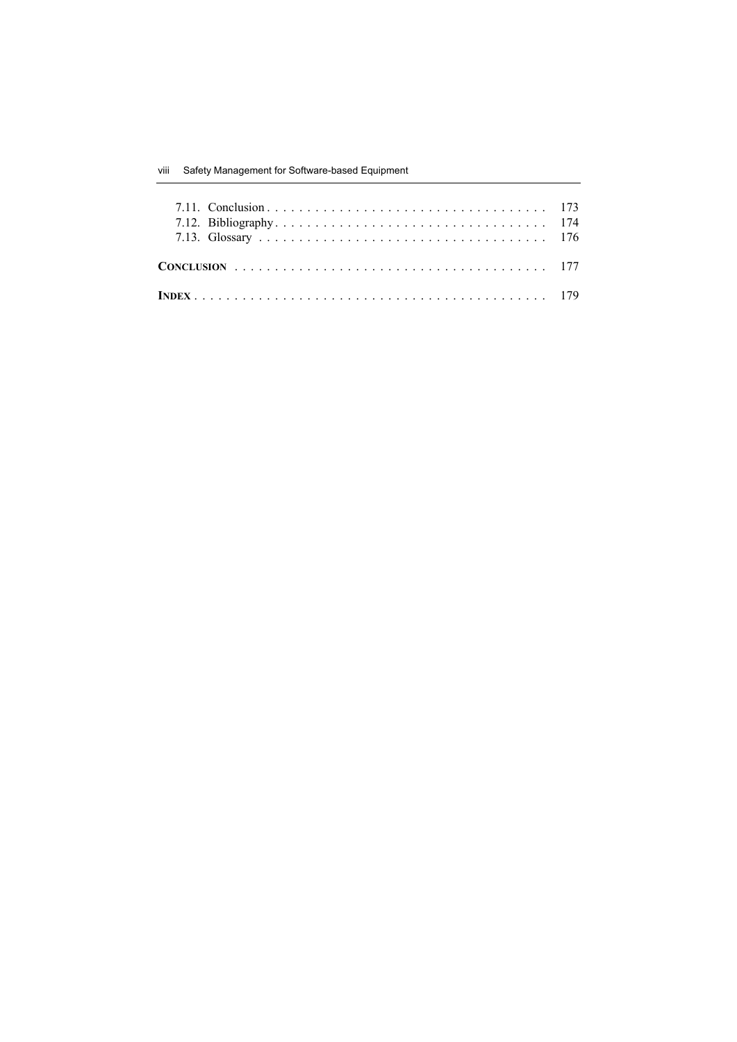7.11. Conclusion . . . . . . . . . . . . . . . . . . . . . . . . . . . . . . . . . . . 173
7.12. Bibliography . . . . . . . . . . . . . . . . . . . . . . . . . . . . . . . . . . 174
7.13. Glossary . . . . . . . . . . . . . . . . . . . . . . . . . . . . . . . . . . . . 176

**CONCLUSION** . . . . . . . . . . . . . . . . . . . . . . . . . . . . . . . . . . . . . . 177

**INDEX** . . . . . . . . . . . . . . . . . . . . . . . . . . . . . . . . . . . . . . . . . . 179